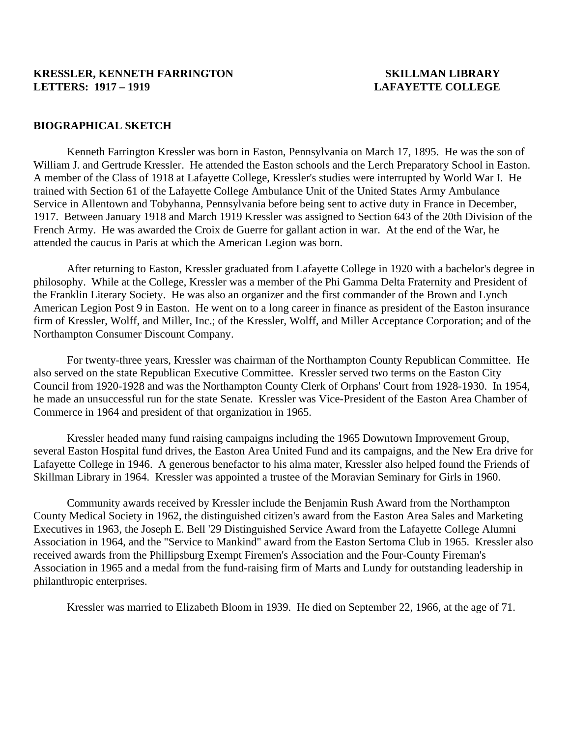**KRESSLER, KENNETH FARRINGTON** **SKILLMAN LIBRARY**
**LETTERS: 1917 – 1919** **LAFAYETTE COLLEGE**

## BIOGRAPHICAL SKETCH

Kenneth Farrington Kressler was born in Easton, Pennsylvania on March 17, 1895. He was the son of William J. and Gertrude Kressler. He attended the Easton schools and the Lerch Preparatory School in Easton. A member of the Class of 1918 at Lafayette College, Kressler's studies were interrupted by World War I. He trained with Section 61 of the Lafayette College Ambulance Unit of the United States Army Ambulance Service in Allentown and Tobyhanna, Pennsylvania before being sent to active duty in France in December, 1917. Between January 1918 and March 1919 Kressler was assigned to Section 643 of the 20th Division of the French Army. He was awarded the Croix de Guerre for gallant action in war. At the end of the War, he attended the caucus in Paris at which the American Legion was born.

After returning to Easton, Kressler graduated from Lafayette College in 1920 with a bachelor's degree in philosophy. While at the College, Kressler was a member of the Phi Gamma Delta Fraternity and President of the Franklin Literary Society. He was also an organizer and the first commander of the Brown and Lynch American Legion Post 9 in Easton. He went on to a long career in finance as president of the Easton insurance firm of Kressler, Wolff, and Miller, Inc.; of the Kressler, Wolff, and Miller Acceptance Corporation; and of the Northampton Consumer Discount Company.

For twenty-three years, Kressler was chairman of the Northampton County Republican Committee. He also served on the state Republican Executive Committee. Kressler served two terms on the Easton City Council from 1920-1928 and was the Northampton County Clerk of Orphans' Court from 1928-1930. In 1954, he made an unsuccessful run for the state Senate. Kressler was Vice-President of the Easton Area Chamber of Commerce in 1964 and president of that organization in 1965.

Kressler headed many fund raising campaigns including the 1965 Downtown Improvement Group, several Easton Hospital fund drives, the Easton Area United Fund and its campaigns, and the New Era drive for Lafayette College in 1946. A generous benefactor to his alma mater, Kressler also helped found the Friends of Skillman Library in 1964. Kressler was appointed a trustee of the Moravian Seminary for Girls in 1960.

Community awards received by Kressler include the Benjamin Rush Award from the Northampton County Medical Society in 1962, the distinguished citizen's award from the Easton Area Sales and Marketing Executives in 1963, the Joseph E. Bell '29 Distinguished Service Award from the Lafayette College Alumni Association in 1964, and the "Service to Mankind" award from the Easton Sertoma Club in 1965. Kressler also received awards from the Phillipsburg Exempt Firemen's Association and the Four-County Fireman's Association in 1965 and a medal from the fund-raising firm of Marts and Lundy for outstanding leadership in philanthropic enterprises.

Kressler was married to Elizabeth Bloom in 1939. He died on September 22, 1966, at the age of 71.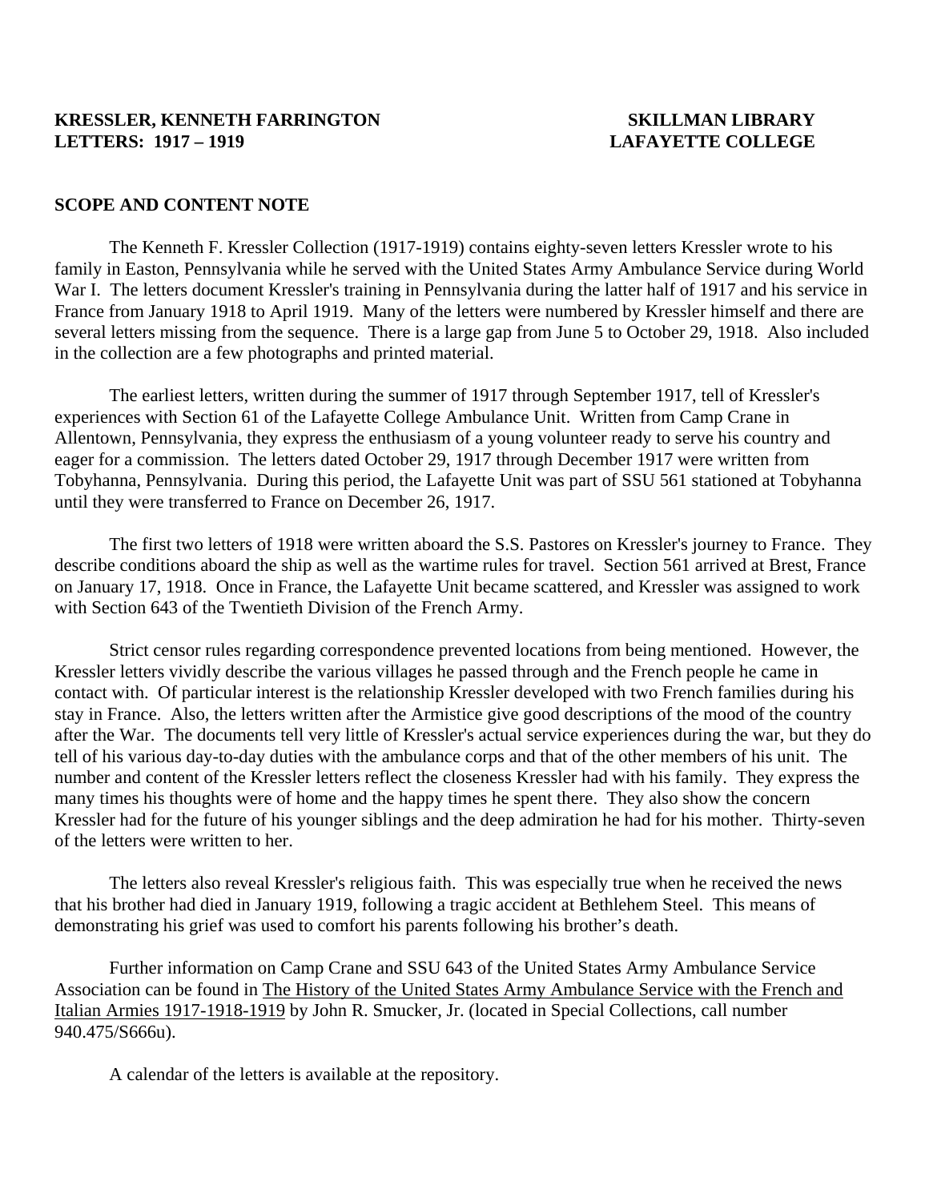**KRESSLER, KENNETH FARRINGTON** **SKILLMAN LIBRARY**
**LETTERS: 1917 – 1919** **LAFAYETTE COLLEGE**

## SCOPE AND CONTENT NOTE

The Kenneth F. Kressler Collection (1917-1919) contains eighty-seven letters Kressler wrote to his family in Easton, Pennsylvania while he served with the United States Army Ambulance Service during World War I. The letters document Kressler's training in Pennsylvania during the latter half of 1917 and his service in France from January 1918 to April 1919. Many of the letters were numbered by Kressler himself and there are several letters missing from the sequence. There is a large gap from June 5 to October 29, 1918. Also included in the collection are a few photographs and printed material.

The earliest letters, written during the summer of 1917 through September 1917, tell of Kressler's experiences with Section 61 of the Lafayette College Ambulance Unit. Written from Camp Crane in Allentown, Pennsylvania, they express the enthusiasm of a young volunteer ready to serve his country and eager for a commission. The letters dated October 29, 1917 through December 1917 were written from Tobyhanna, Pennsylvania. During this period, the Lafayette Unit was part of SSU 561 stationed at Tobyhanna until they were transferred to France on December 26, 1917.

The first two letters of 1918 were written aboard the S.S. Pastores on Kressler's journey to France. They describe conditions aboard the ship as well as the wartime rules for travel. Section 561 arrived at Brest, France on January 17, 1918. Once in France, the Lafayette Unit became scattered, and Kressler was assigned to work with Section 643 of the Twentieth Division of the French Army.

Strict censor rules regarding correspondence prevented locations from being mentioned. However, the Kressler letters vividly describe the various villages he passed through and the French people he came in contact with. Of particular interest is the relationship Kressler developed with two French families during his stay in France. Also, the letters written after the Armistice give good descriptions of the mood of the country after the War. The documents tell very little of Kressler's actual service experiences during the war, but they do tell of his various day-to-day duties with the ambulance corps and that of the other members of his unit. The number and content of the Kressler letters reflect the closeness Kressler had with his family. They express the many times his thoughts were of home and the happy times he spent there. They also show the concern Kressler had for the future of his younger siblings and the deep admiration he had for his mother. Thirty-seven of the letters were written to her.

The letters also reveal Kressler's religious faith. This was especially true when he received the news that his brother had died in January 1919, following a tragic accident at Bethlehem Steel. This means of demonstrating his grief was used to comfort his parents following his brother's death.

Further information on Camp Crane and SSU 643 of the United States Army Ambulance Service Association can be found in The History of the United States Army Ambulance Service with the French and Italian Armies 1917-1918-1919 by John R. Smucker, Jr. (located in Special Collections, call number 940.475/S666u).

A calendar of the letters is available at the repository.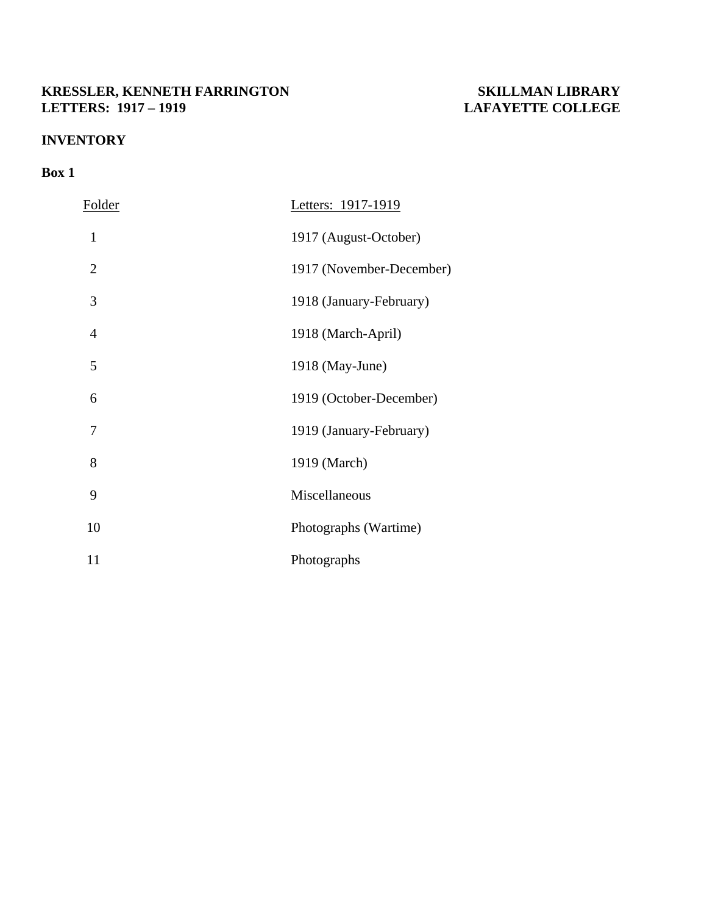**KRESSLER, KENNETH FARRINGTON**
**LETTERS: 1917 – 1919**

**SKILLMAN LIBRARY**
**LAFAYETTE COLLEGE**

**INVENTORY**

**Box 1**

| Folder | Letters: 1917-1919 |
|---|---|
| 1 | 1917 (August-October) |
| 2 | 1917 (November-December) |
| 3 | 1918 (January-February) |
| 4 | 1918 (March-April) |
| 5 | 1918 (May-June) |
| 6 | 1919 (October-December) |
| 7 | 1919 (January-February) |
| 8 | 1919 (March) |
| 9 | Miscellaneous |
| 10 | Photographs (Wartime) |
| 11 | Photographs |